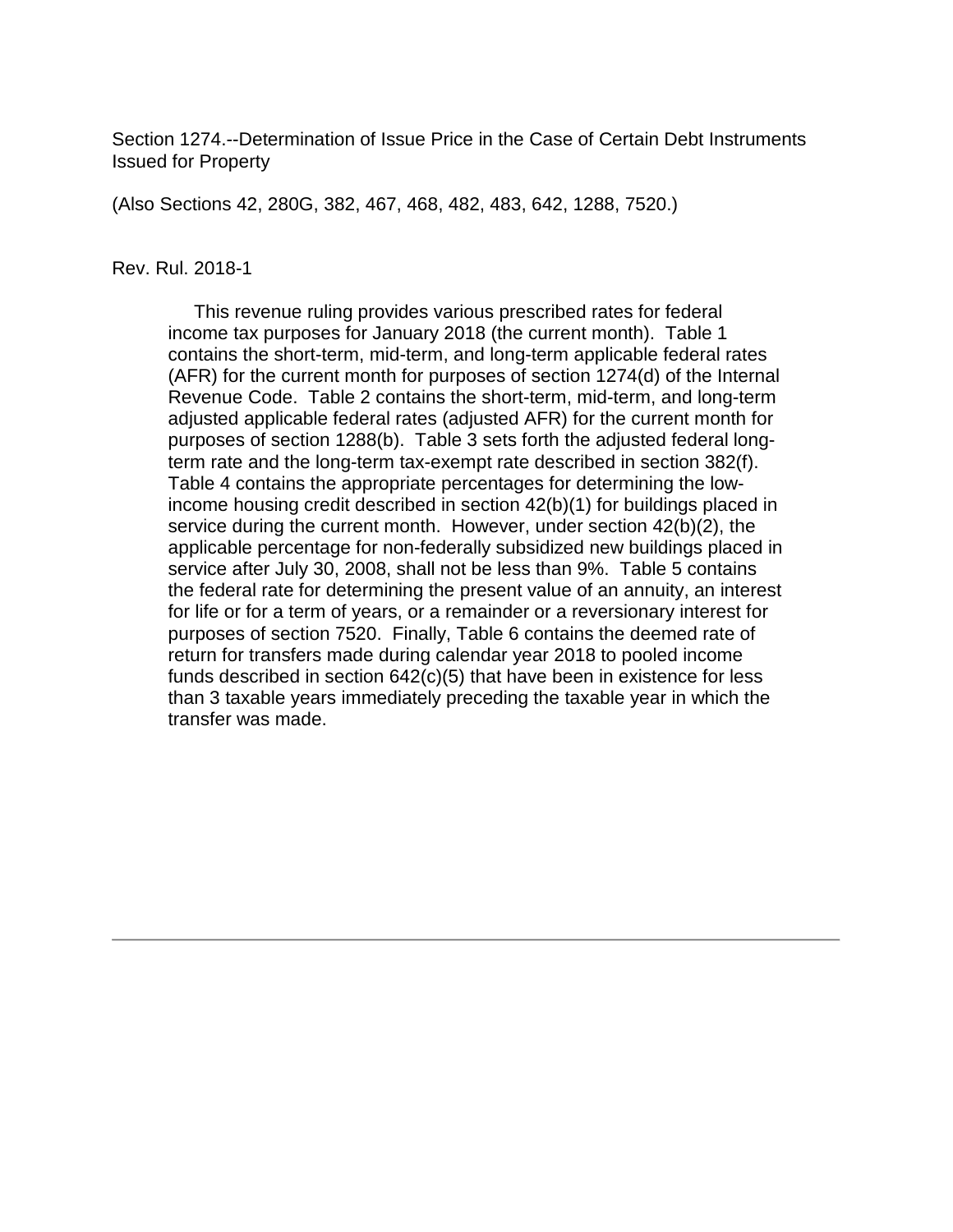Section 1274.--Determination of Issue Price in the Case of Certain Debt Instruments Issued for Property

(Also Sections 42, 280G, 382, 467, 468, 482, 483, 642, 1288, 7520.)

Rev. Rul. 2018-1

This revenue ruling provides various prescribed rates for federal income tax purposes for January 2018 (the current month). Table 1 contains the short-term, mid-term, and long-term applicable federal rates (AFR) for the current month for purposes of section 1274(d) of the Internal Revenue Code. Table 2 contains the short-term, mid-term, and long-term adjusted applicable federal rates (adjusted AFR) for the current month for purposes of section 1288(b). Table 3 sets forth the adjusted federal long-term rate and the long-term tax-exempt rate described in section 382(f). Table 4 contains the appropriate percentages for determining the low-income housing credit described in section 42(b)(1) for buildings placed in service during the current month. However, under section 42(b)(2), the applicable percentage for non-federally subsidized new buildings placed in service after July 30, 2008, shall not be less than 9%. Table 5 contains the federal rate for determining the present value of an annuity, an interest for life or for a term of years, or a remainder or a reversionary interest for purposes of section 7520. Finally, Table 6 contains the deemed rate of return for transfers made during calendar year 2018 to pooled income funds described in section 642(c)(5) that have been in existence for less than 3 taxable years immediately preceding the taxable year in which the transfer was made.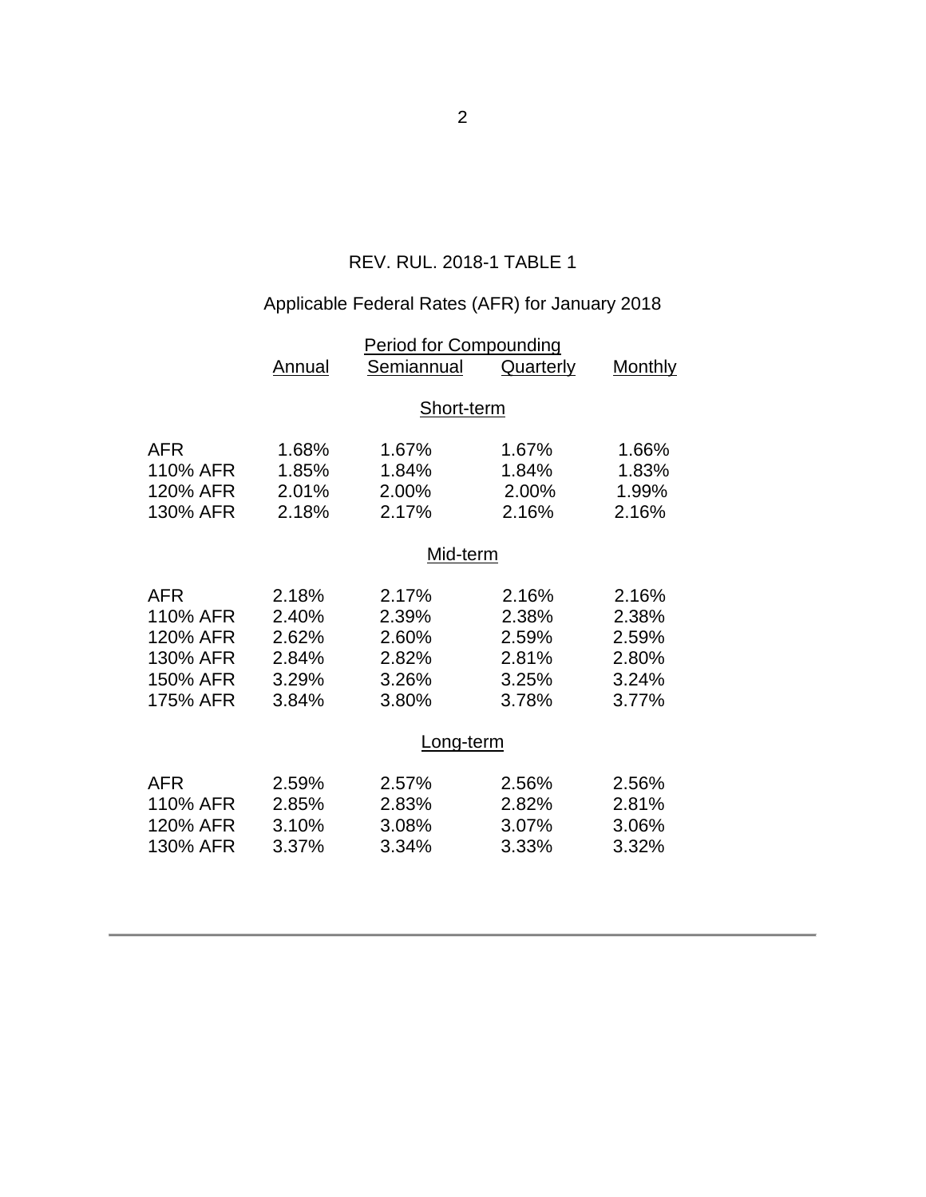REV. RUL. 2018-1 TABLE 1

Applicable Federal Rates (AFR) for January 2018

| | Period for Compounding | | | |
|---|---|---|---|---|
| | Annual | Semiannual | Quarterly | Monthly |
| | | **Short-term** | | |
| AFR | 1.68% | 1.67% | 1.67% | 1.66% |
| 110% AFR | 1.85% | 1.84% | 1.84% | 1.83% |
| 120% AFR | 2.01% | 2.00% | 2.00% | 1.99% |
| 130% AFR | 2.18% | 2.17% | 2.16% | 2.16% |
| | | **Mid-term** | | |
| AFR | 2.18% | 2.17% | 2.16% | 2.16% |
| 110% AFR | 2.40% | 2.39% | 2.38% | 2.38% |
| 120% AFR | 2.62% | 2.60% | 2.59% | 2.59% |
| 130% AFR | 2.84% | 2.82% | 2.81% | 2.80% |
| 150% AFR | 3.29% | 3.26% | 3.25% | 3.24% |
| 175% AFR | 3.84% | 3.80% | 3.78% | 3.77% |
| | | **Long-term** | | |
| AFR | 2.59% | 2.57% | 2.56% | 2.56% |
| 110% AFR | 2.85% | 2.83% | 2.82% | 2.81% |
| 120% AFR | 3.10% | 3.08% | 3.07% | 3.06% |
| 130% AFR | 3.37% | 3.34% | 3.33% | 3.32% |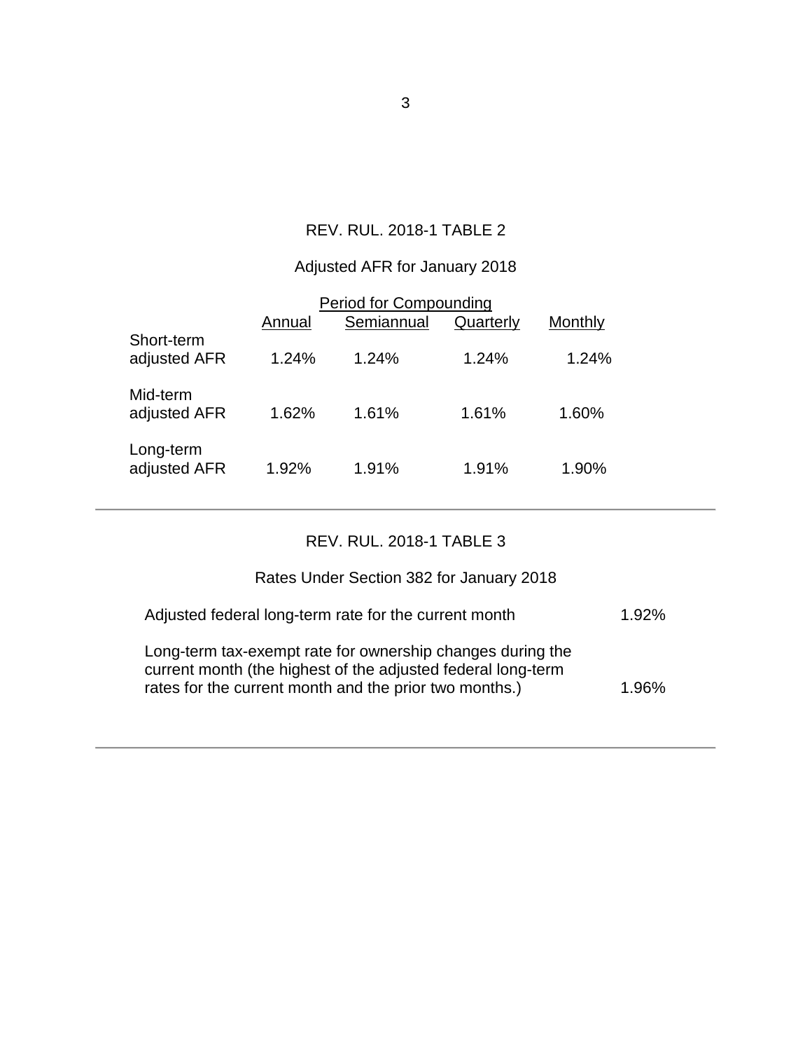## REV. RUL. 2018-1 TABLE 2

### Adjusted AFR for January 2018

| | Period for Compounding | | | |
|---|---|---|---|---|
| | Annual | Semiannual | Quarterly | Monthly |
| Short-term adjusted AFR | 1.24% | 1.24% | 1.24% | 1.24% |
| Mid-term adjusted AFR | 1.62% | 1.61% | 1.61% | 1.60% |
| Long-term adjusted AFR | 1.92% | 1.91% | 1.91% | 1.90% |

---

## REV. RUL. 2018-1 TABLE 3

### Rates Under Section 382 for January 2018

| | |
|---|---|
| Adjusted federal long-term rate for the current month | 1.92% |
| Long-term tax-exempt rate for ownership changes during the current month (the highest of the adjusted federal long-term rates for the current month and the prior two months.) | 1.96% |

---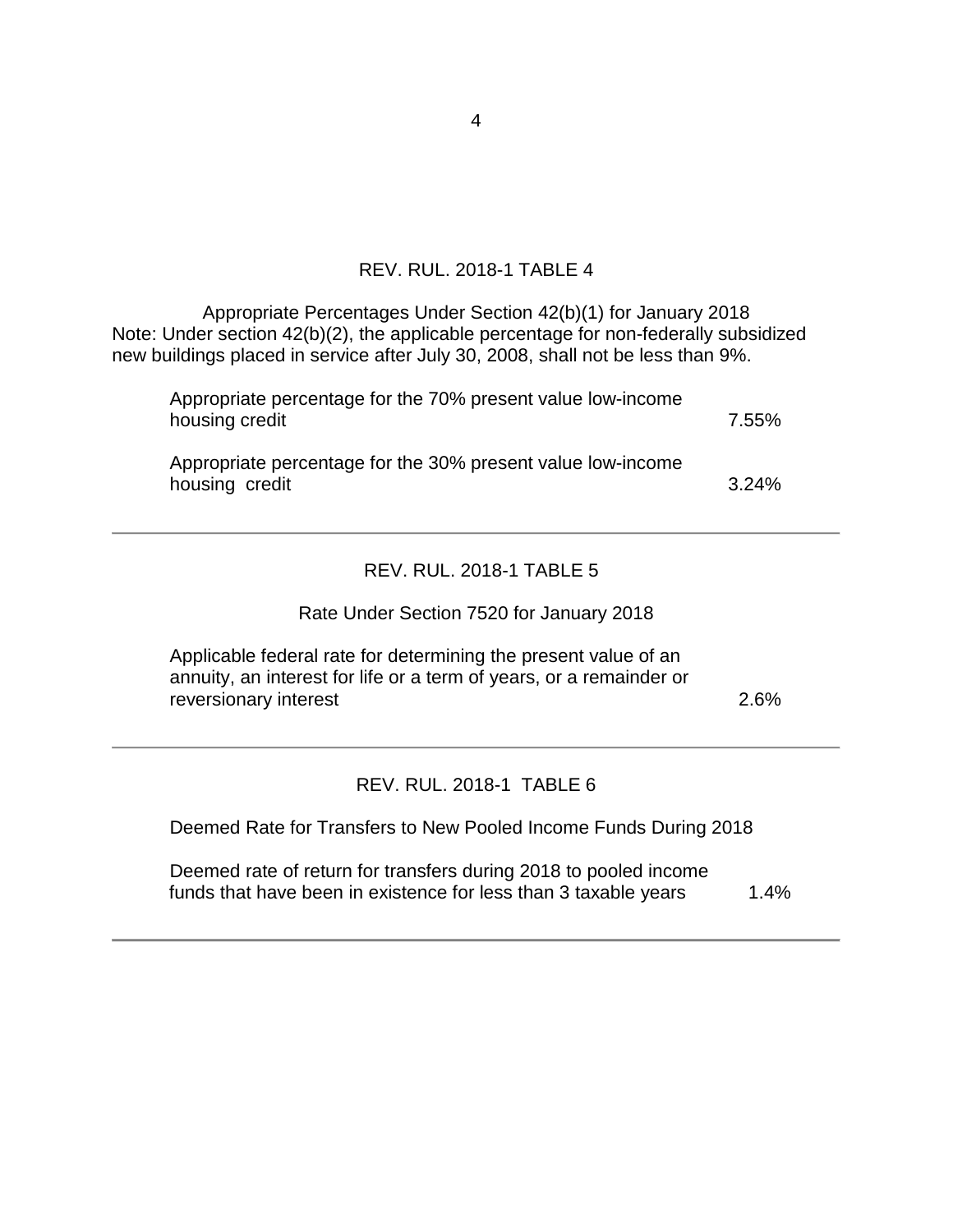## REV. RUL. 2018-1 TABLE 4

Appropriate Percentages Under Section 42(b)(1) for January 2018

Note: Under section 42(b)(2), the applicable percentage for non-federally subsidized new buildings placed in service after July 30, 2008, shall not be less than 9%.

| | |
|---|---|
| Appropriate percentage for the 70% present value low-income housing credit | 7.55% |
| Appropriate percentage for the 30% present value low-income housing credit | 3.24% |

---

## REV. RUL. 2018-1 TABLE 5

Rate Under Section 7520 for January 2018

| | |
|---|---|
| Applicable federal rate for determining the present value of an annuity, an interest for life or a term of years, or a remainder or reversionary interest | 2.6% |

---

## REV. RUL. 2018-1 TABLE 6

Deemed Rate for Transfers to New Pooled Income Funds During 2018

| | |
|---|---|
| Deemed rate of return for transfers during 2018 to pooled income funds that have been in existence for less than 3 taxable years | 1.4% |

---